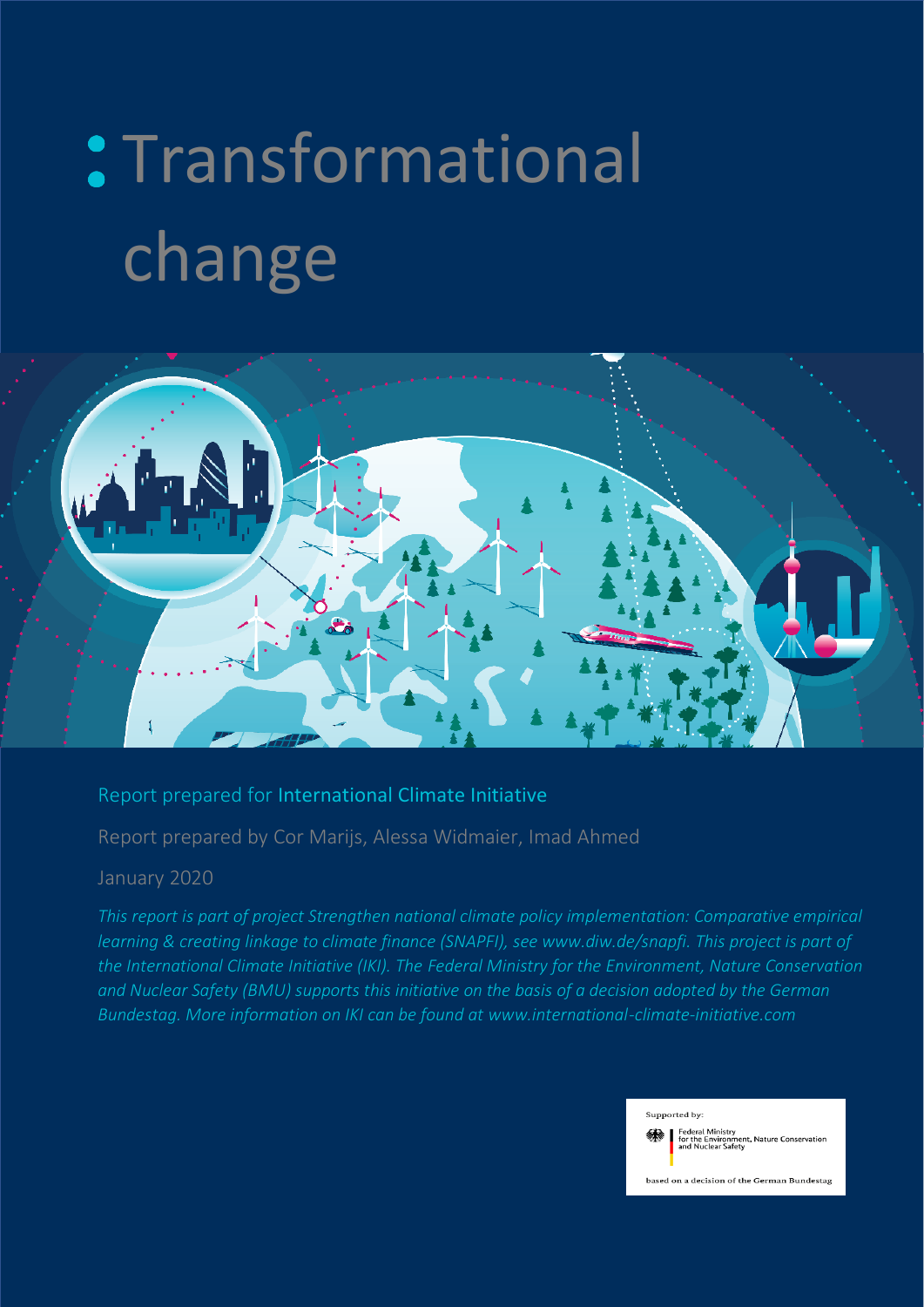# Transformational change

Report prepared for International Climate Initiative

Report prepared by Cor Marijs, Alessa Widmaier, Imad Ahmed

January 2020

*This report is part of project Strengthen national climate policy implementation: Comparative empirical learning & creating linkage to climate finance (SNAPFI), see www.diw.de/snapfi. This project is part of the International Climate Initiative (IKI). The Federal Ministry for the Environment, Nature Conservation and Nuclear Safety (BMU) supports this initiative on the basis of a decision adopted by the German Bundestag. More information on IKI can be found at www.international-climate-initiative.com*

Supported by:

Federal Ministry for the Environment, Nature Conservation and Nuclear Safety

based on a decision of the German Bundestag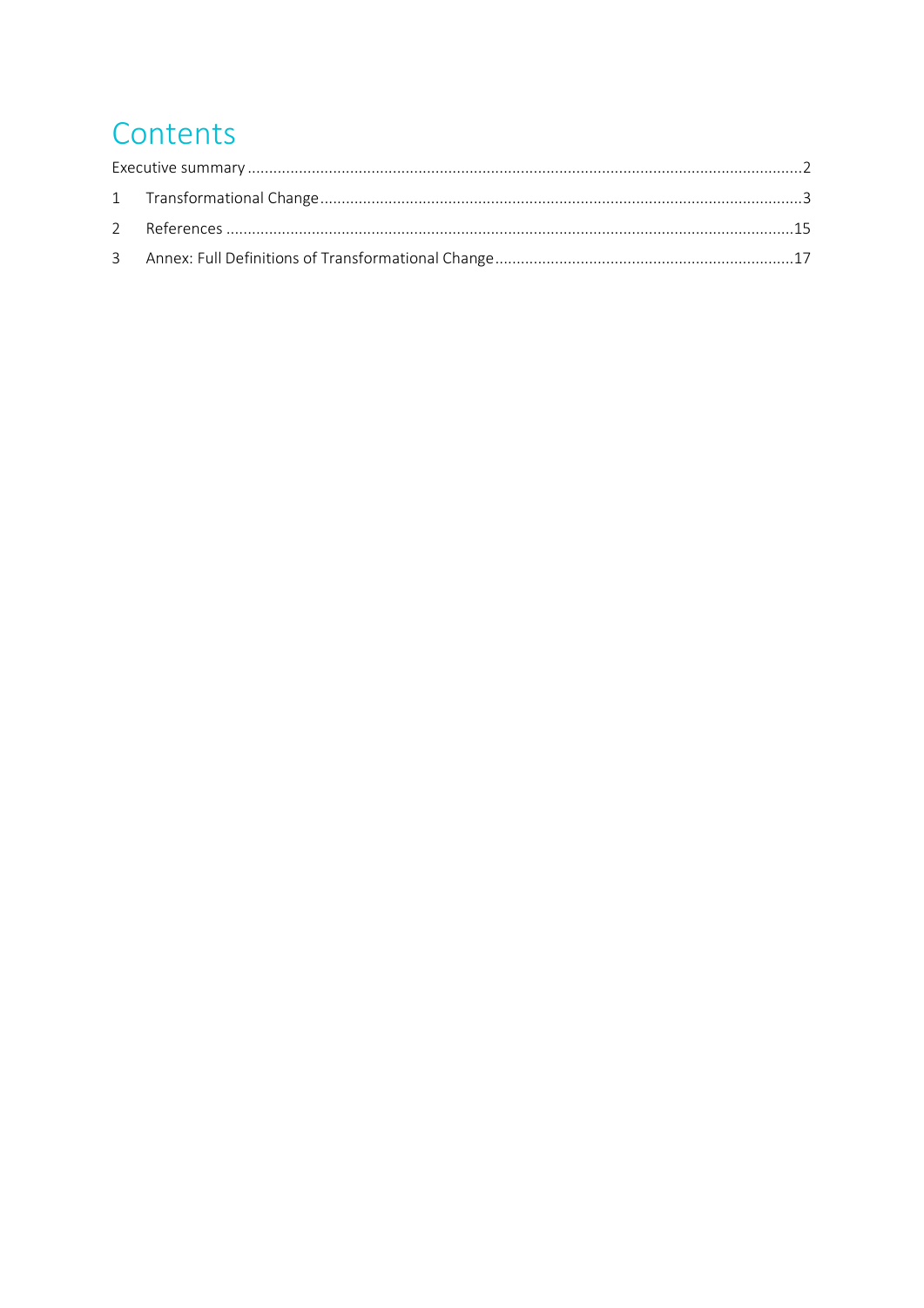# Contents

Executive summary ....................................................................................................................................2

1 Transformational Change ......................................................................................................................3

2 References ...........................................................................................................................................15

3 Annex: Full Definitions of Transformational Change .............................................................................17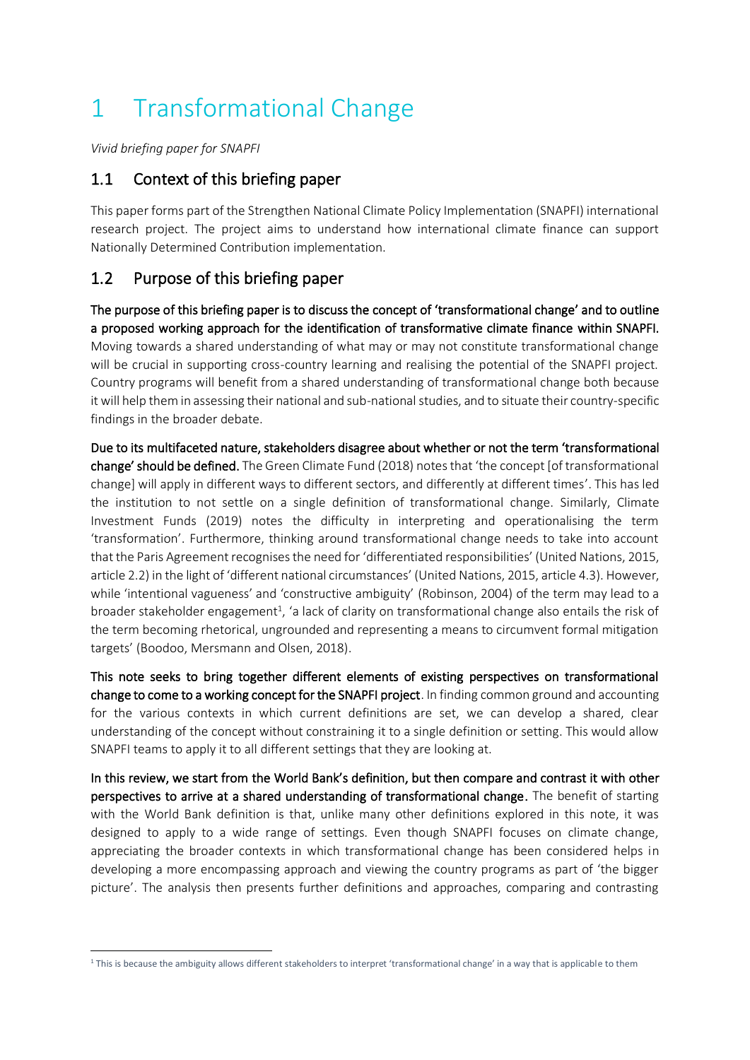# 1 Transformational Change

*Vivid briefing paper for SNAPFI*

## 1.1 Context of this briefing paper

This paper forms part of the Strengthen National Climate Policy Implementation (SNAPFI) international research project. The project aims to understand how international climate finance can support Nationally Determined Contribution implementation.

## 1.2 Purpose of this briefing paper

**The purpose of this briefing paper is to discuss the concept of 'transformational change' and to outline a proposed working approach for the identification of transformative climate finance within SNAPFI.** Moving towards a shared understanding of what may or may not constitute transformational change will be crucial in supporting cross-country learning and realising the potential of the SNAPFI project. Country programs will benefit from a shared understanding of transformational change both because it will help them in assessing their national and sub-national studies, and to situate their country-specific findings in the broader debate.

**Due to its multifaceted nature, stakeholders disagree about whether or not the term 'transformational change' should be defined.** The Green Climate Fund (2018) notes that 'the concept [of transformational change] will apply in different ways to different sectors, and differently at different times'. This has led the institution to not settle on a single definition of transformational change. Similarly, Climate Investment Funds (2019) notes the difficulty in interpreting and operationalising the term 'transformation'. Furthermore, thinking around transformational change needs to take into account that the Paris Agreement recognises the need for 'differentiated responsibilities' (United Nations, 2015, article 2.2) in the light of 'different national circumstances' (United Nations, 2015, article 4.3). However, while 'intentional vagueness' and 'constructive ambiguity' (Robinson, 2004) of the term may lead to a broader stakeholder engagement[1], 'a lack of clarity on transformational change also entails the risk of the term becoming rhetorical, ungrounded and representing a means to circumvent formal mitigation targets' (Boodoo, Mersmann and Olsen, 2018).

**This note seeks to bring together different elements of existing perspectives on transformational change to come to a working concept for the SNAPFI project**. In finding common ground and accounting for the various contexts in which current definitions are set, we can develop a shared, clear understanding of the concept without constraining it to a single definition or setting. This would allow SNAPFI teams to apply it to all different settings that they are looking at.

**In this review, we start from the World Bank's definition, but then compare and contrast it with other perspectives to arrive at a shared understanding of transformational change.** The benefit of starting with the World Bank definition is that, unlike many other definitions explored in this note, it was designed to apply to a wide range of settings. Even though SNAPFI focuses on climate change, appreciating the broader contexts in which transformational change has been considered helps in developing a more encompassing approach and viewing the country programs as part of 'the bigger picture'. The analysis then presents further definitions and approaches, comparing and contrasting

[1] This is because the ambiguity allows different stakeholders to interpret 'transformational change' in a way that is applicable to them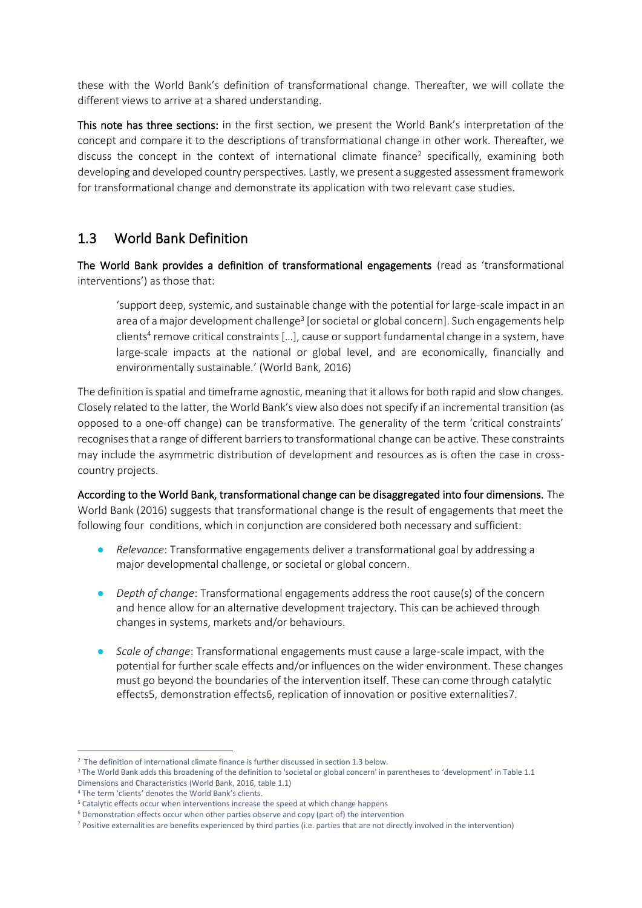these with the World Bank's definition of transformational change. Thereafter, we will collate the different views to arrive at a shared understanding.

**This note has three sections:** in the first section, we present the World Bank's interpretation of the concept and compare it to the descriptions of transformational change in other work. Thereafter, we discuss the concept in the context of international climate finance[2] specifically, examining both developing and developed country perspectives. Lastly, we present a suggested assessment framework for transformational change and demonstrate its application with two relevant case studies.

## 1.3 World Bank Definition

**The World Bank provides a definition of transformational engagements** (read as 'transformational interventions') as those that:

> 'support deep, systemic, and sustainable change with the potential for large-scale impact in an area of a major development challenge[3] [or societal or global concern]. Such engagements help clients[4] remove critical constraints […], cause or support fundamental change in a system, have large-scale impacts at the national or global level, and are economically, financially and environmentally sustainable.' (World Bank, 2016)

The definition is spatial and timeframe agnostic, meaning that it allows for both rapid and slow changes. Closely related to the latter, the World Bank's view also does not specify if an incremental transition (as opposed to a one-off change) can be transformative. The generality of the term 'critical constraints' recognises that a range of different barriers to transformational change can be active. These constraints may include the asymmetric distribution of development and resources as is often the case in cross-country projects.

**According to the World Bank, transformational change can be disaggregated into four dimensions.** The World Bank (2016) suggests that transformational change is the result of engagements that meet the following four conditions, which in conjunction are considered both necessary and sufficient:

- *Relevance*: Transformative engagements deliver a transformational goal by addressing a major developmental challenge, or societal or global concern.
- *Depth of change*: Transformational engagements address the root cause(s) of the concern and hence allow for an alternative development trajectory. This can be achieved through changes in systems, markets and/or behaviours.
- *Scale of change*: Transformational engagements must cause a large-scale impact, with the potential for further scale effects and/or influences on the wider environment. These changes must go beyond the boundaries of the intervention itself. These can come through catalytic effects5, demonstration effects6, replication of innovation or positive externalities7.

---

[2] The definition of international climate finance is further discussed in section 1.3 below.

[3] The World Bank adds this broadening of the definition to 'societal or global concern' in parentheses to 'development' in Table 1.1 Dimensions and Characteristics (World Bank, 2016, table 1.1)

[4] The term 'clients' denotes the World Bank's clients.

[5] Catalytic effects occur when interventions increase the speed at which change happens

[6] Demonstration effects occur when other parties observe and copy (part of) the intervention

[7] Positive externalities are benefits experienced by third parties (i.e. parties that are not directly involved in the intervention)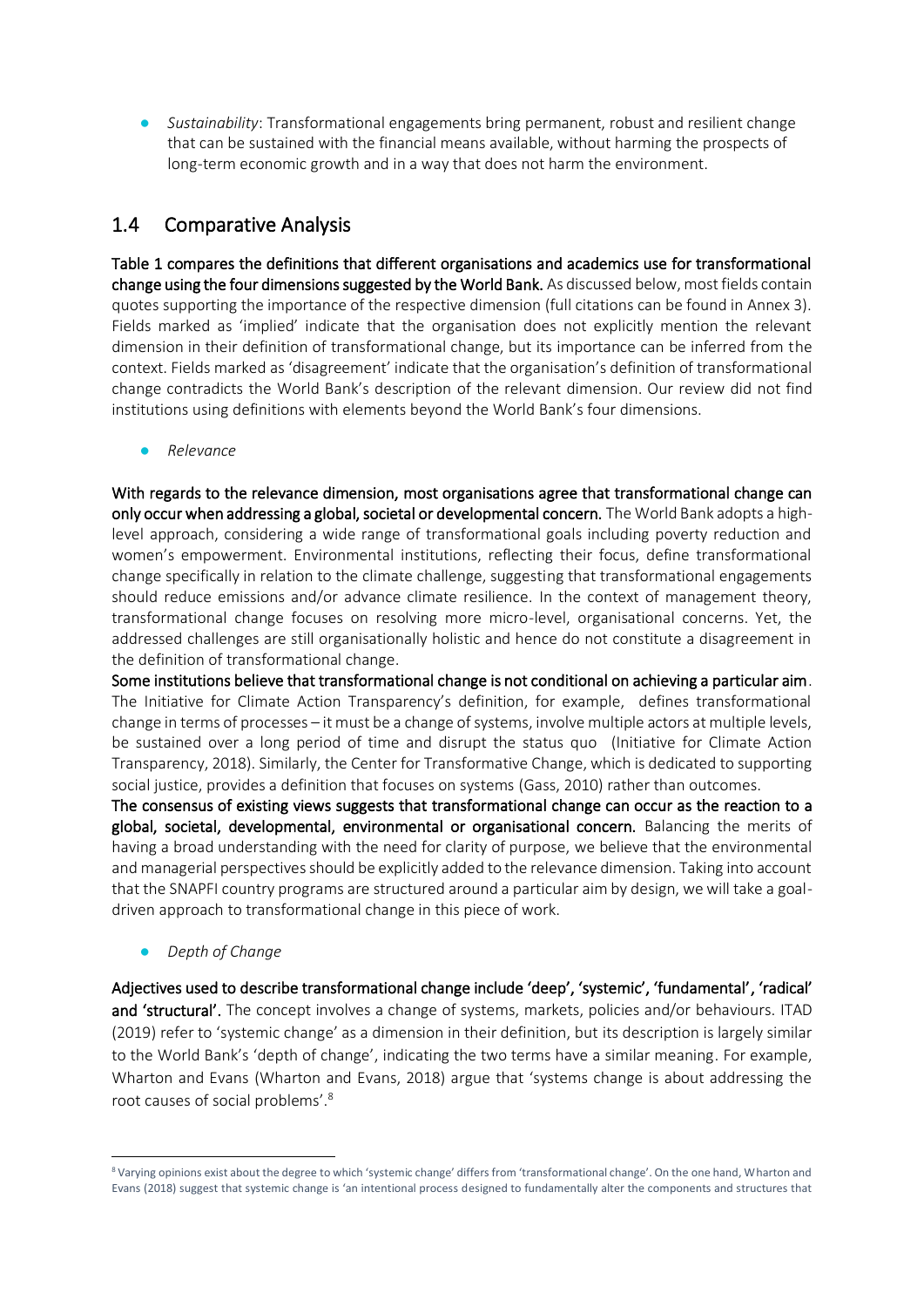- *Sustainability*: Transformational engagements bring permanent, robust and resilient change that can be sustained with the financial means available, without harming the prospects of long-term economic growth and in a way that does not harm the environment.

## 1.4 Comparative Analysis

**Table 1 compares the definitions that different organisations and academics use for transformational change using the four dimensions suggested by the World Bank.** As discussed below, most fields contain quotes supporting the importance of the respective dimension (full citations can be found in Annex 3). Fields marked as 'implied' indicate that the organisation does not explicitly mention the relevant dimension in their definition of transformational change, but its importance can be inferred from the context. Fields marked as 'disagreement' indicate that the organisation's definition of transformational change contradicts the World Bank's description of the relevant dimension. Our review did not find institutions using definitions with elements beyond the World Bank's four dimensions.

- *Relevance*

**With regards to the relevance dimension, most organisations agree that transformational change can only occur when addressing a global, societal or developmental concern.** The World Bank adopts a high-level approach, considering a wide range of transformational goals including poverty reduction and women's empowerment. Environmental institutions, reflecting their focus, define transformational change specifically in relation to the climate challenge, suggesting that transformational engagements should reduce emissions and/or advance climate resilience. In the context of management theory, transformational change focuses on resolving more micro-level, organisational concerns. Yet, the addressed challenges are still organisationally holistic and hence do not constitute a disagreement in the definition of transformational change.

**Some institutions believe that transformational change is not conditional on achieving a particular aim**. The Initiative for Climate Action Transparency's definition, for example, defines transformational change in terms of processes – it must be a change of systems, involve multiple actors at multiple levels, be sustained over a long period of time and disrupt the status quo (Initiative for Climate Action Transparency, 2018). Similarly, the Center for Transformative Change, which is dedicated to supporting social justice, provides a definition that focuses on systems (Gass, 2010) rather than outcomes.

**The consensus of existing views suggests that transformational change can occur as the reaction to a global, societal, developmental, environmental or organisational concern.** Balancing the merits of having a broad understanding with the need for clarity of purpose, we believe that the environmental and managerial perspectives should be explicitly added to the relevance dimension. Taking into account that the SNAPFI country programs are structured around a particular aim by design, we will take a goal-driven approach to transformational change in this piece of work.

- *Depth of Change*

**Adjectives used to describe transformational change include 'deep', 'systemic', 'fundamental', 'radical' and 'structural'.** The concept involves a change of systems, markets, policies and/or behaviours. ITAD (2019) refer to 'systemic change' as a dimension in their definition, but its description is largely similar to the World Bank's 'depth of change', indicating the two terms have a similar meaning. For example, Wharton and Evans (Wharton and Evans, 2018) argue that 'systems change is about addressing the root causes of social problems'.[8]

[8] Varying opinions exist about the degree to which 'systemic change' differs from 'transformational change'. On the one hand, Wharton and Evans (2018) suggest that systemic change is 'an intentional process designed to fundamentally alter the components and structures that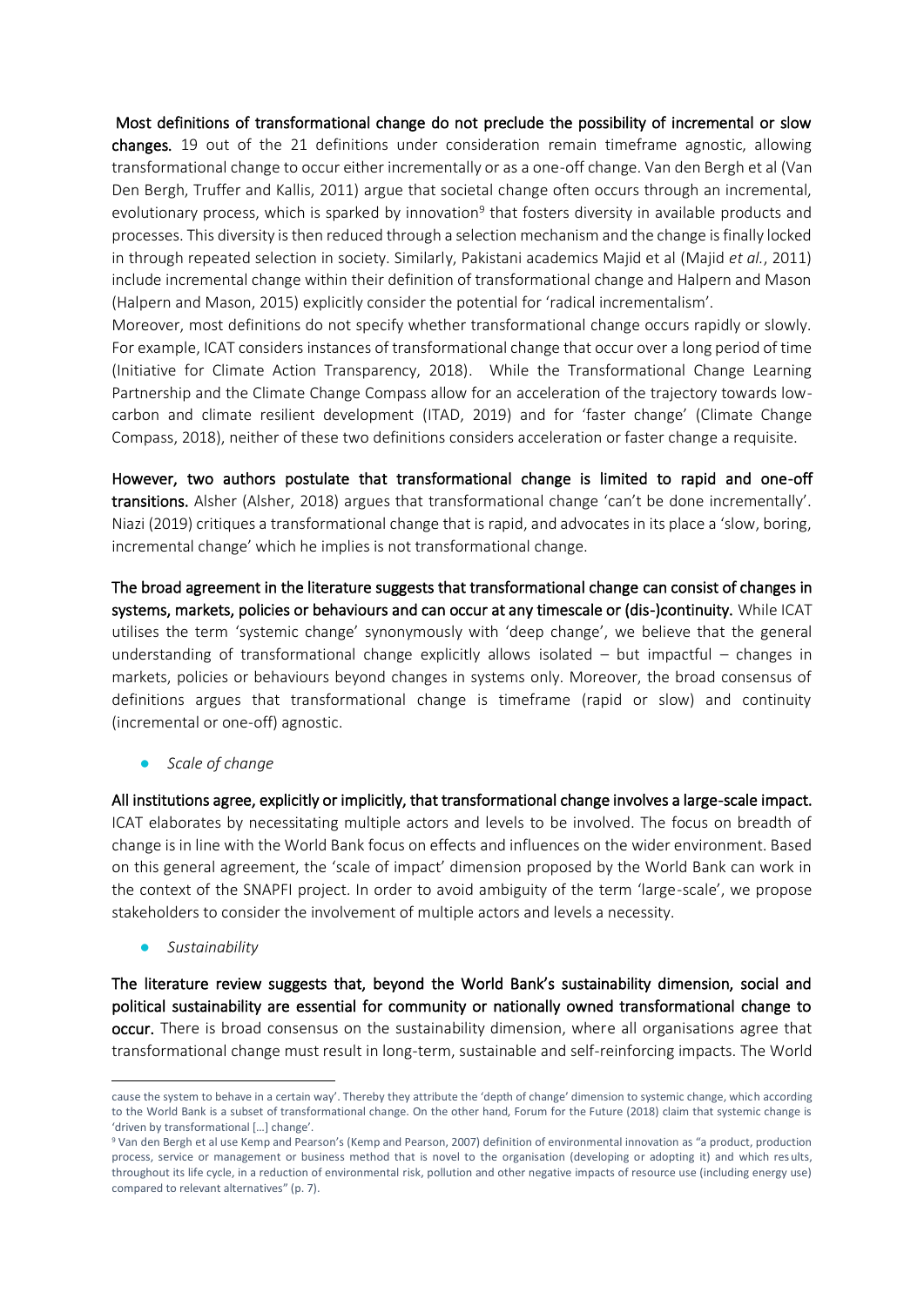**Most definitions of transformational change do not preclude the possibility of incremental or slow changes.** 19 out of the 21 definitions under consideration remain timeframe agnostic, allowing transformational change to occur either incrementally or as a one-off change. Van den Bergh et al (Van Den Bergh, Truffer and Kallis, 2011) argue that societal change often occurs through an incremental, evolutionary process, which is sparked by innovation[9] that fosters diversity in available products and processes. This diversity is then reduced through a selection mechanism and the change is finally locked in through repeated selection in society. Similarly, Pakistani academics Majid et al (Majid *et al.*, 2011) include incremental change within their definition of transformational change and Halpern and Mason (Halpern and Mason, 2015) explicitly consider the potential for 'radical incrementalism'.

Moreover, most definitions do not specify whether transformational change occurs rapidly or slowly. For example, ICAT considers instances of transformational change that occur over a long period of time (Initiative for Climate Action Transparency, 2018). While the Transformational Change Learning Partnership and the Climate Change Compass allow for an acceleration of the trajectory towards low-carbon and climate resilient development (ITAD, 2019) and for 'faster change' (Climate Change Compass, 2018), neither of these two definitions considers acceleration or faster change a requisite.

**However, two authors postulate that transformational change is limited to rapid and one-off transitions.** Alsher (Alsher, 2018) argues that transformational change 'can't be done incrementally'. Niazi (2019) critiques a transformational change that is rapid, and advocates in its place a 'slow, boring, incremental change' which he implies is not transformational change.

**The broad agreement in the literature suggests that transformational change can consist of changes in systems, markets, policies or behaviours and can occur at any timescale or (dis-)continuity.** While ICAT utilises the term 'systemic change' synonymously with 'deep change', we believe that the general understanding of transformational change explicitly allows isolated – but impactful – changes in markets, policies or behaviours beyond changes in systems only. Moreover, the broad consensus of definitions argues that transformational change is timeframe (rapid or slow) and continuity (incremental or one-off) agnostic.

- *Scale of change*

**All institutions agree, explicitly or implicitly, that transformational change involves a large-scale impact.** ICAT elaborates by necessitating multiple actors and levels to be involved. The focus on breadth of change is in line with the World Bank focus on effects and influences on the wider environment. Based on this general agreement, the 'scale of impact' dimension proposed by the World Bank can work in the context of the SNAPFI project. In order to avoid ambiguity of the term 'large-scale', we propose stakeholders to consider the involvement of multiple actors and levels a necessity.

- *Sustainability*

**The literature review suggests that, beyond the World Bank's sustainability dimension, social and political sustainability are essential for community or nationally owned transformational change to occur.** There is broad consensus on the sustainability dimension, where all organisations agree that transformational change must result in long-term, sustainable and self-reinforcing impacts. The World

---

cause the system to behave in a certain way'. Thereby they attribute the 'depth of change' dimension to systemic change, which according to the World Bank is a subset of transformational change. On the other hand, Forum for the Future (2018) claim that systemic change is 'driven by transformational […] change'.

[9] Van den Bergh et al use Kemp and Pearson's (Kemp and Pearson, 2007) definition of environmental innovation as "a product, production process, service or management or business method that is novel to the organisation (developing or adopting it) and which results, throughout its life cycle, in a reduction of environmental risk, pollution and other negative impacts of resource use (including energy use) compared to relevant alternatives" (p. 7).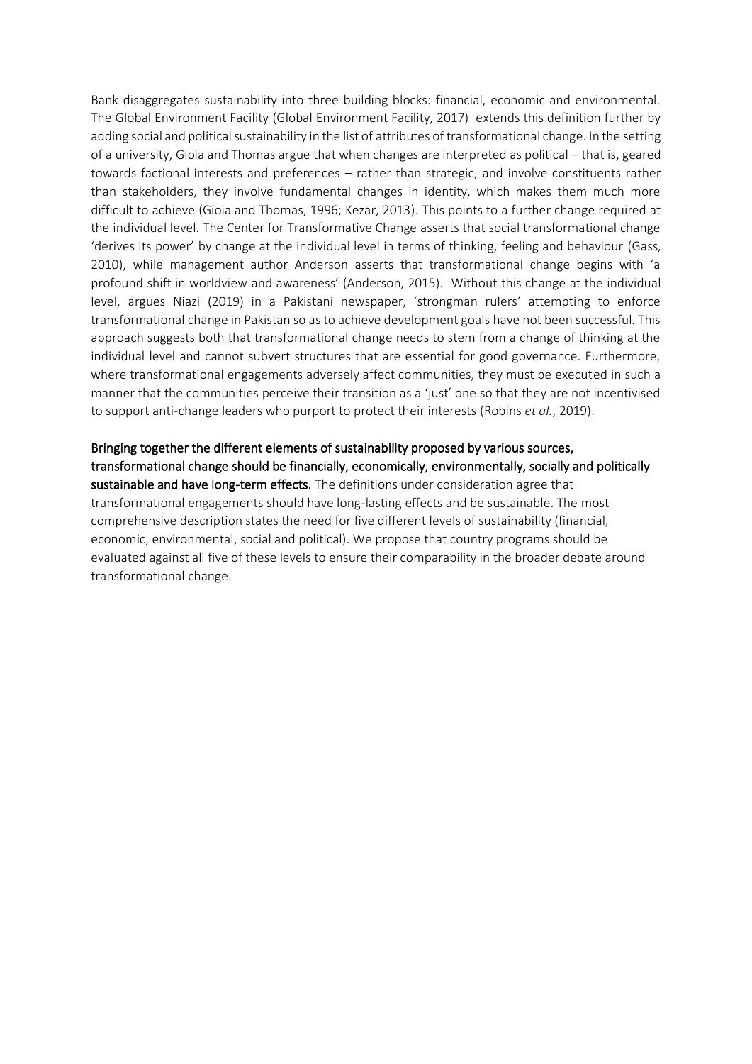Bank disaggregates sustainability into three building blocks: financial, economic and environmental. The Global Environment Facility (Global Environment Facility, 2017) extends this definition further by adding social and political sustainability in the list of attributes of transformational change. In the setting of a university, Gioia and Thomas argue that when changes are interpreted as political – that is, geared towards factional interests and preferences – rather than strategic, and involve constituents rather than stakeholders, they involve fundamental changes in identity, which makes them much more difficult to achieve (Gioia and Thomas, 1996; Kezar, 2013). This points to a further change required at the individual level. The Center for Transformative Change asserts that social transformational change 'derives its power' by change at the individual level in terms of thinking, feeling and behaviour (Gass, 2010), while management author Anderson asserts that transformational change begins with 'a profound shift in worldview and awareness' (Anderson, 2015). Without this change at the individual level, argues Niazi (2019) in a Pakistani newspaper, 'strongman rulers' attempting to enforce transformational change in Pakistan so as to achieve development goals have not been successful. This approach suggests both that transformational change needs to stem from a change of thinking at the individual level and cannot subvert structures that are essential for good governance. Furthermore, where transformational engagements adversely affect communities, they must be executed in such a manner that the communities perceive their transition as a 'just' one so that they are not incentivised to support anti-change leaders who purport to protect their interests (Robins *et al.*, 2019).

**Bringing together the different elements of sustainability proposed by various sources, transformational change should be financially, economically, environmentally, socially and politically sustainable and have long-term effects.** The definitions under consideration agree that transformational engagements should have long-lasting effects and be sustainable. The most comprehensive description states the need for five different levels of sustainability (financial, economic, environmental, social and political). We propose that country programs should be evaluated against all five of these levels to ensure their comparability in the broader debate around transformational change.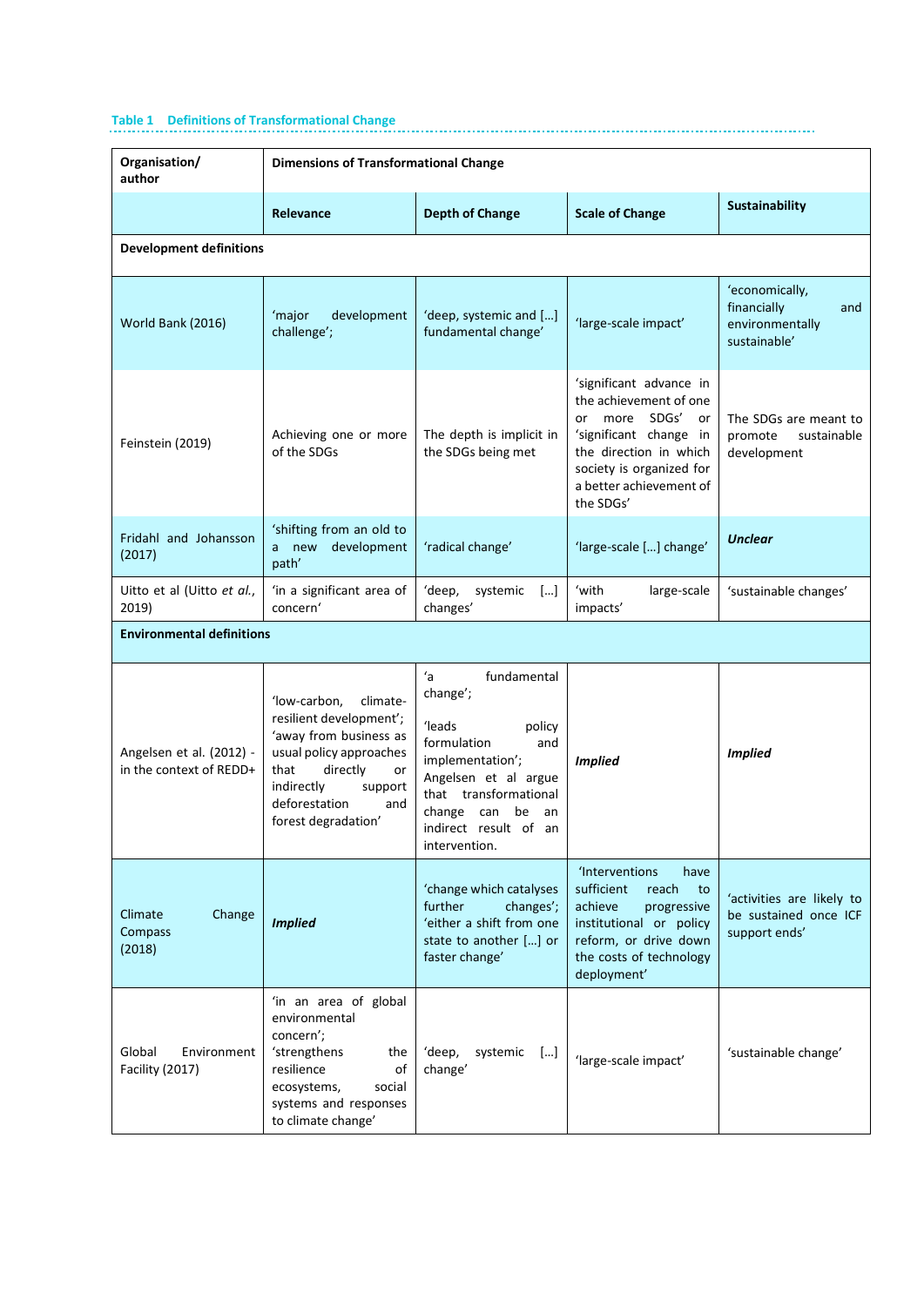**Table 1 Definitions of Transformational Change**

| Organisation/ author | Dimensions of Transformational Change | | | |
|---|---|---|---|---|
| | **Relevance** | **Depth of Change** | **Scale of Change** | **Sustainability** |
| **Development definitions** | | | | |
| World Bank (2016) | 'major development challenge'; | 'deep, systemic and […] fundamental change' | 'large-scale impact' | 'economically, financially and environmentally sustainable' |
| Feinstein (2019) | Achieving one or more of the SDGs | The depth is implicit in the SDGs being met | 'significant advance in the achievement of one or more SDGs' or 'significant change in the direction in which society is organized for a better achievement of the SDGs' | The SDGs are meant to promote sustainable development |
| Fridahl and Johansson (2017) | 'shifting from an old to a new development path' | 'radical change' | 'large-scale […] change' | ***Unclear*** |
| Uitto et al (Uitto *et al.*, 2019) | 'in a significant area of concern' | 'deep, systemic […] changes' | 'with large-scale impacts' | 'sustainable changes' |
| **Environmental definitions** | | | | |
| Angelsen et al. (2012) - in the context of REDD+ | 'low-carbon, climate-resilient development'; 'away from business as usual policy approaches that directly or indirectly support deforestation and forest degradation' | 'a fundamental change'; 'leads policy formulation and implementation'; Angelsen et al argue that transformational change can be an indirect result of an intervention. | ***Implied*** | ***Implied*** |
| Climate Change Compass (2018) | ***Implied*** | 'change which catalyses further changes'; 'either a shift from one state to another […] or faster change' | 'Interventions have sufficient reach to achieve progressive institutional or policy reform, or drive down the costs of technology deployment' | 'activities are likely to be sustained once ICF support ends' |
| Global Environment Facility (2017) | 'in an area of global environmental concern'; 'strengthens the resilience of ecosystems, social systems and responses to climate change' | 'deep, systemic […] change' | 'large-scale impact' | 'sustainable change' |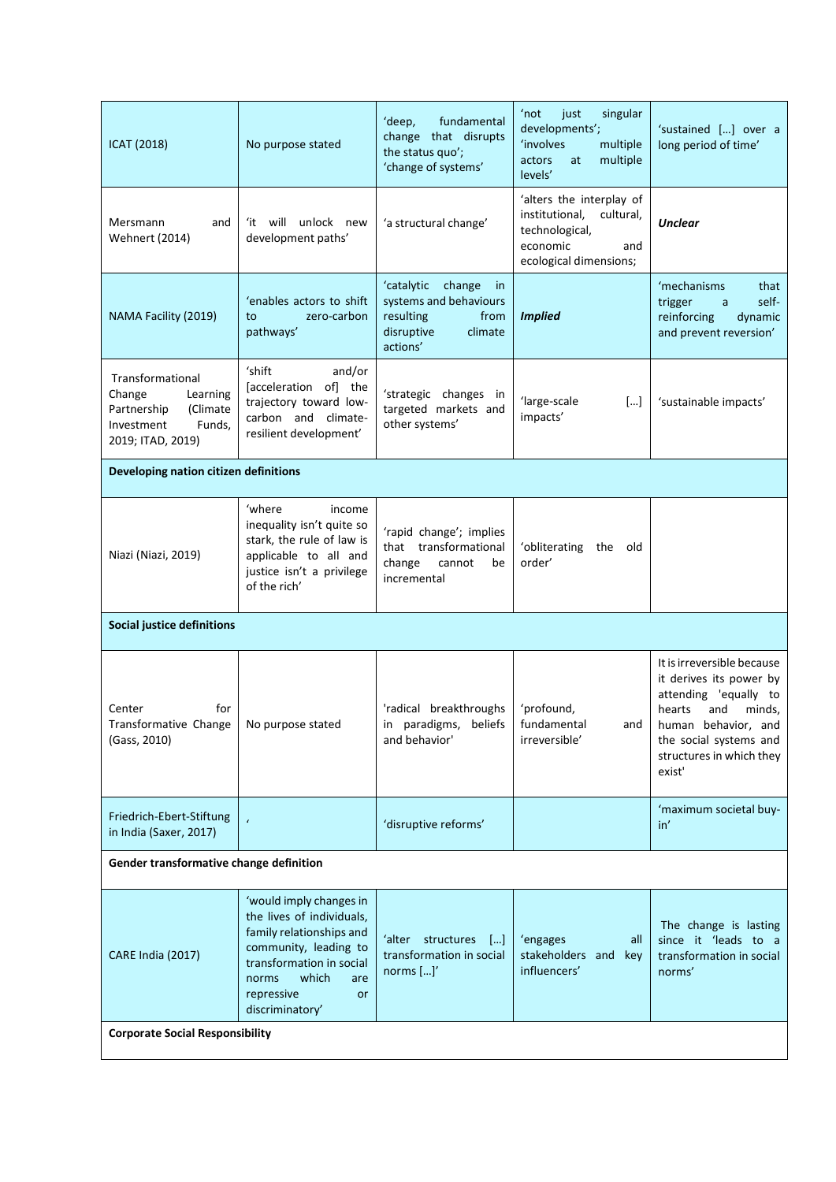| ICAT (2018) | No purpose stated | 'deep, fundamental change that disrupts the status quo'; 'change of systems' | 'not just singular developments'; 'involves multiple actors at multiple levels' | 'sustained […] over a long period of time' |
|---|---|---|---|---|
| Mersmann and Wehnert (2014) | 'it will unlock new development paths' | 'a structural change' | 'alters the interplay of institutional, cultural, technological, economic and ecological dimensions; | ***Unclear*** |
| NAMA Facility (2019) | 'enables actors to shift to zero-carbon pathways' | 'catalytic change in systems and behaviours resulting from disruptive climate actions' | ***Implied*** | 'mechanisms that trigger a self-reinforcing dynamic and prevent reversion' |
| Transformational Change Learning Partnership (Climate Investment Funds, 2019; ITAD, 2019) | 'shift and/or [acceleration of] the trajectory toward low-carbon and climate-resilient development' | 'strategic changes in targeted markets and other systems' | 'large-scale […] impacts' | 'sustainable impacts' |
| **Developing nation citizen definitions** | | | | |
| Niazi (Niazi, 2019) | 'where income inequality isn't quite so stark, the rule of law is applicable to all and justice isn't a privilege of the rich' | 'rapid change'; implies that transformational change cannot be incremental | 'obliterating the old order' | |
| **Social justice definitions** | | | | |
| Center for Transformative Change (Gass, 2010) | No purpose stated | 'radical breakthroughs in paradigms, beliefs and behavior' | 'profound, fundamental and irreversible' | It is irreversible because it derives its power by attending 'equally to hearts and minds, human behavior, and the social systems and structures in which they exist' |
| Friedrich-Ebert-Stiftung in India (Saxer, 2017) | ' | 'disruptive reforms' | | 'maximum societal buy-in' |
| **Gender transformative change definition** | | | | |
| CARE India (2017) | 'would imply changes in the lives of individuals, family relationships and community, leading to transformation in social norms which are repressive or discriminatory' | 'alter structures […] transformation in social norms […]' | 'engages all stakeholders and key influencers' | The change is lasting since it 'leads to a transformation in social norms' |
| **Corporate Social Responsibility** | | | | |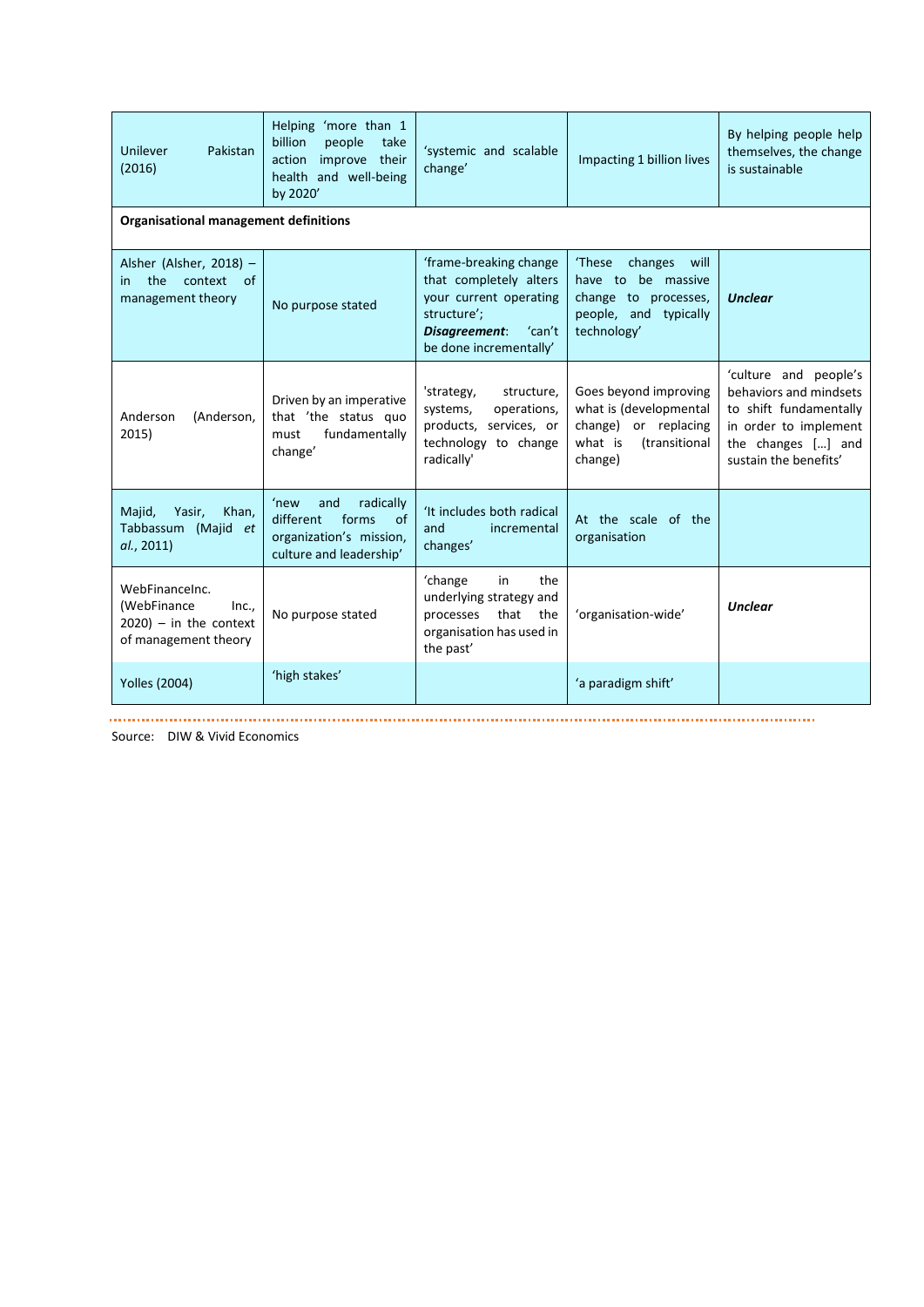| | | | | |
|---|---|---|---|---|
| Unilever Pakistan (2016) | Helping 'more than 1 billion people take action improve their health and well-being by 2020' | 'systemic and scalable change' | Impacting 1 billion lives | By helping people help themselves, the change is sustainable |
| **Organisational management definitions** | | | | |
| Alsher (Alsher, 2018) – in the context of management theory | No purpose stated | 'frame-breaking change that completely alters your current operating structure'; ***Disagreement***: 'can't be done incrementally' | 'These changes will have to be massive change to processes, people, and typically technology' | ***Unclear*** |
| Anderson (Anderson, 2015) | Driven by an imperative that 'the status quo must fundamentally change' | 'strategy, structure, systems, operations, products, services, or technology to change radically' | Goes beyond improving what is (developmental change) or replacing what is (transitional change) | 'culture and people's behaviors and mindsets to shift fundamentally in order to implement the changes […] and sustain the benefits' |
| Majid, Yasir, Khan, Tabbassum (Majid *et al.*, 2011) | 'new and radically different forms of organization's mission, culture and leadership' | 'It includes both radical and incremental changes' | At the scale of the organisation | |
| WebFinanceInc. (WebFinance Inc., 2020) – in the context of management theory | No purpose stated | 'change in the underlying strategy and processes that the organisation has used in the past' | 'organisation-wide' | ***Unclear*** |
| Yolles (2004) | 'high stakes' | | 'a paradigm shift' | |

Source: DIW & Vivid Economics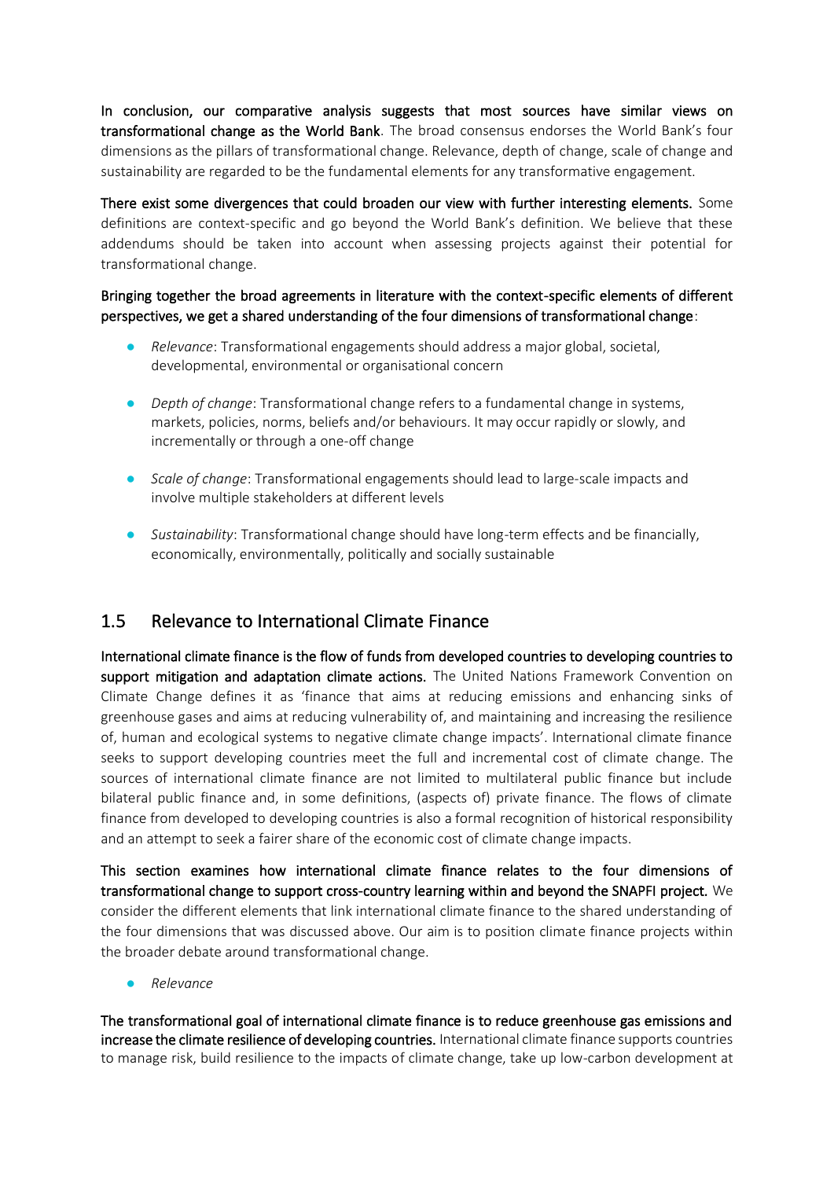**In conclusion, our comparative analysis suggests that most sources have similar views on transformational change as the World Bank**. The broad consensus endorses the World Bank's four dimensions as the pillars of transformational change. Relevance, depth of change, scale of change and sustainability are regarded to be the fundamental elements for any transformative engagement.

**There exist some divergences that could broaden our view with further interesting elements.** Some definitions are context-specific and go beyond the World Bank's definition. We believe that these addendums should be taken into account when assessing projects against their potential for transformational change.

**Bringing together the broad agreements in literature with the context-specific elements of different perspectives, we get a shared understanding of the four dimensions of transformational change**:

- *Relevance*: Transformational engagements should address a major global, societal, developmental, environmental or organisational concern
- *Depth of change*: Transformational change refers to a fundamental change in systems, markets, policies, norms, beliefs and/or behaviours. It may occur rapidly or slowly, and incrementally or through a one-off change
- *Scale of change*: Transformational engagements should lead to large-scale impacts and involve multiple stakeholders at different levels
- *Sustainability*: Transformational change should have long-term effects and be financially, economically, environmentally, politically and socially sustainable

## 1.5 Relevance to International Climate Finance

**International climate finance is the flow of funds from developed countries to developing countries to support mitigation and adaptation climate actions.** The United Nations Framework Convention on Climate Change defines it as 'finance that aims at reducing emissions and enhancing sinks of greenhouse gases and aims at reducing vulnerability of, and maintaining and increasing the resilience of, human and ecological systems to negative climate change impacts'. International climate finance seeks to support developing countries meet the full and incremental cost of climate change. The sources of international climate finance are not limited to multilateral public finance but include bilateral public finance and, in some definitions, (aspects of) private finance. The flows of climate finance from developed to developing countries is also a formal recognition of historical responsibility and an attempt to seek a fairer share of the economic cost of climate change impacts.

**This section examines how international climate finance relates to the four dimensions of transformational change to support cross-country learning within and beyond the SNAPFI project.** We consider the different elements that link international climate finance to the shared understanding of the four dimensions that was discussed above. Our aim is to position climate finance projects within the broader debate around transformational change.

- *Relevance*

**The transformational goal of international climate finance is to reduce greenhouse gas emissions and increase the climate resilience of developing countries.** International climate finance supports countries to manage risk, build resilience to the impacts of climate change, take up low-carbon development at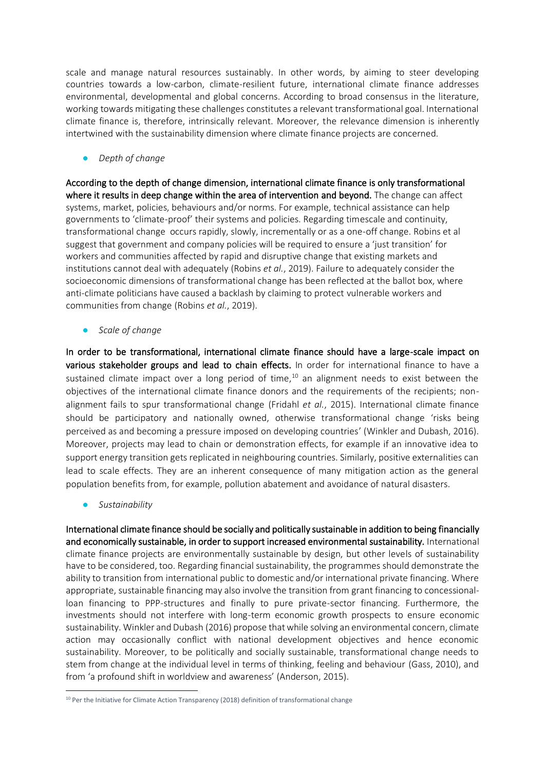scale and manage natural resources sustainably. In other words, by aiming to steer developing countries towards a low-carbon, climate-resilient future, international climate finance addresses environmental, developmental and global concerns. According to broad consensus in the literature, working towards mitigating these challenges constitutes a relevant transformational goal. International climate finance is, therefore, intrinsically relevant. Moreover, the relevance dimension is inherently intertwined with the sustainability dimension where climate finance projects are concerned.

- *Depth of change*

**According to the depth of change dimension, international climate finance is only transformational where it results in deep change within the area of intervention and beyond.** The change can affect systems, market, policies, behaviours and/or norms. For example, technical assistance can help governments to 'climate-proof' their systems and policies. Regarding timescale and continuity, transformational change occurs rapidly, slowly, incrementally or as a one-off change. Robins et al suggest that government and company policies will be required to ensure a 'just transition' for workers and communities affected by rapid and disruptive change that existing markets and institutions cannot deal with adequately (Robins *et al.*, 2019). Failure to adequately consider the socioeconomic dimensions of transformational change has been reflected at the ballot box, where anti-climate politicians have caused a backlash by claiming to protect vulnerable workers and communities from change (Robins *et al.*, 2019).

- *Scale of change*

**In order to be transformational, international climate finance should have a large-scale impact on various stakeholder groups and lead to chain effects.** In order for international finance to have a sustained climate impact over a long period of time,[10] an alignment needs to exist between the objectives of the international climate finance donors and the requirements of the recipients; non-alignment fails to spur transformational change (Fridahl *et al.*, 2015). International climate finance should be participatory and nationally owned, otherwise transformational change 'risks being perceived as and becoming a pressure imposed on developing countries' (Winkler and Dubash, 2016). Moreover, projects may lead to chain or demonstration effects, for example if an innovative idea to support energy transition gets replicated in neighbouring countries. Similarly, positive externalities can lead to scale effects. They are an inherent consequence of many mitigation action as the general population benefits from, for example, pollution abatement and avoidance of natural disasters.

- *Sustainability*

**International climate finance should be socially and politically sustainable in addition to being financially and economically sustainable, in order to support increased environmental sustainability.** International climate finance projects are environmentally sustainable by design, but other levels of sustainability have to be considered, too. Regarding financial sustainability, the programmes should demonstrate the ability to transition from international public to domestic and/or international private financing. Where appropriate, sustainable financing may also involve the transition from grant financing to concessional-loan financing to PPP-structures and finally to pure private-sector financing. Furthermore, the investments should not interfere with long-term economic growth prospects to ensure economic sustainability. Winkler and Dubash (2016) propose that while solving an environmental concern, climate action may occasionally conflict with national development objectives and hence economic sustainability. Moreover, to be politically and socially sustainable, transformational change needs to stem from change at the individual level in terms of thinking, feeling and behaviour (Gass, 2010), and from 'a profound shift in worldview and awareness' (Anderson, 2015).

[10] Per the Initiative for Climate Action Transparency (2018) definition of transformational change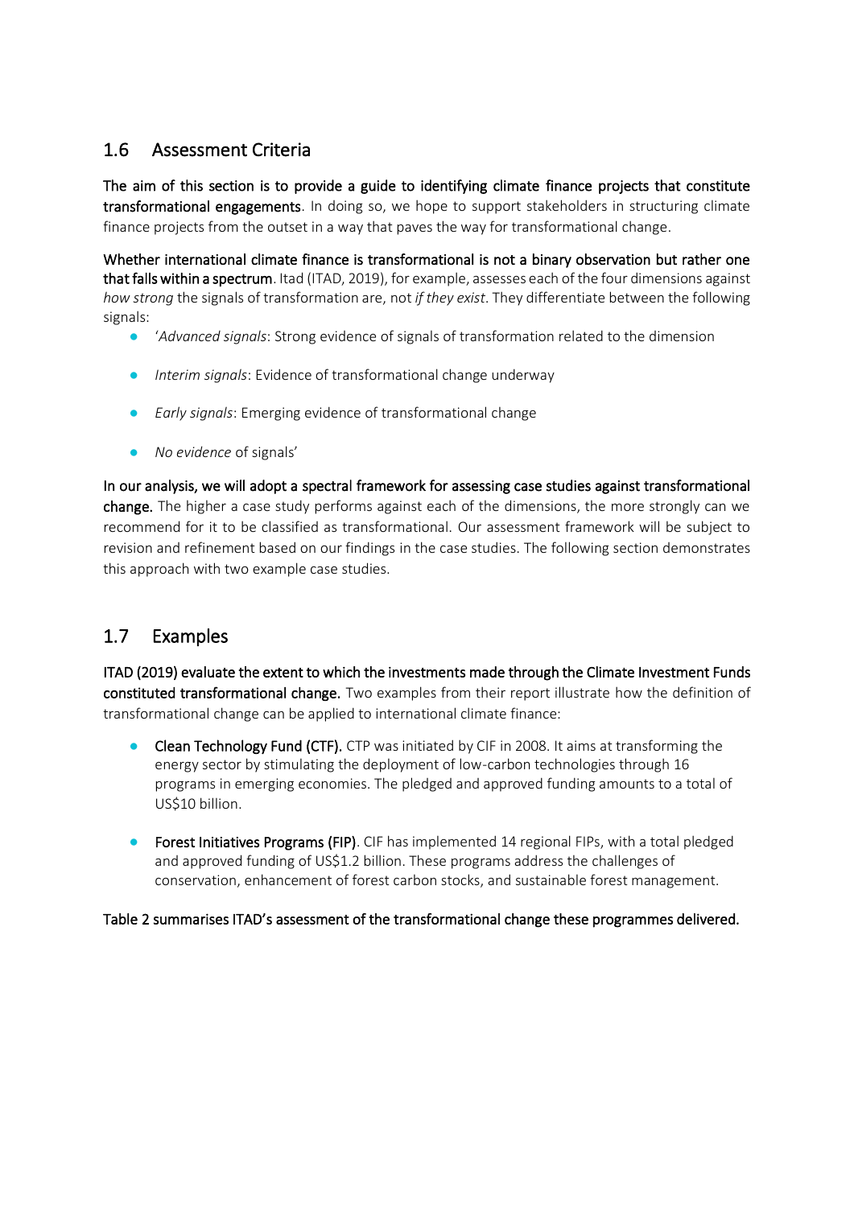## 1.6 Assessment Criteria

**The aim of this section is to provide a guide to identifying climate finance projects that constitute transformational engagements**. In doing so, we hope to support stakeholders in structuring climate finance projects from the outset in a way that paves the way for transformational change.

**Whether international climate finance is transformational is not a binary observation but rather one that falls within a spectrum**. Itad (ITAD, 2019), for example, assesses each of the four dimensions against *how strong* the signals of transformation are, not *if they exist*. They differentiate between the following signals:

- '*Advanced signals*: Strong evidence of signals of transformation related to the dimension
- *Interim signals*: Evidence of transformational change underway
- *Early signals*: Emerging evidence of transformational change
- *No evidence* of signals'

**In our analysis, we will adopt a spectral framework for assessing case studies against transformational change.** The higher a case study performs against each of the dimensions, the more strongly can we recommend for it to be classified as transformational. Our assessment framework will be subject to revision and refinement based on our findings in the case studies. The following section demonstrates this approach with two example case studies.

## 1.7 Examples

**ITAD (2019) evaluate the extent to which the investments made through the Climate Investment Funds constituted transformational change.** Two examples from their report illustrate how the definition of transformational change can be applied to international climate finance:

- **Clean Technology Fund (CTF).** CTP was initiated by CIF in 2008. It aims at transforming the energy sector by stimulating the deployment of low-carbon technologies through 16 programs in emerging economies. The pledged and approved funding amounts to a total of US$10 billion.
- **Forest Initiatives Programs (FIP)**. CIF has implemented 14 regional FIPs, with a total pledged and approved funding of US$1.2 billion. These programs address the challenges of conservation, enhancement of forest carbon stocks, and sustainable forest management.

**Table 2 summarises ITAD's assessment of the transformational change these programmes delivered.**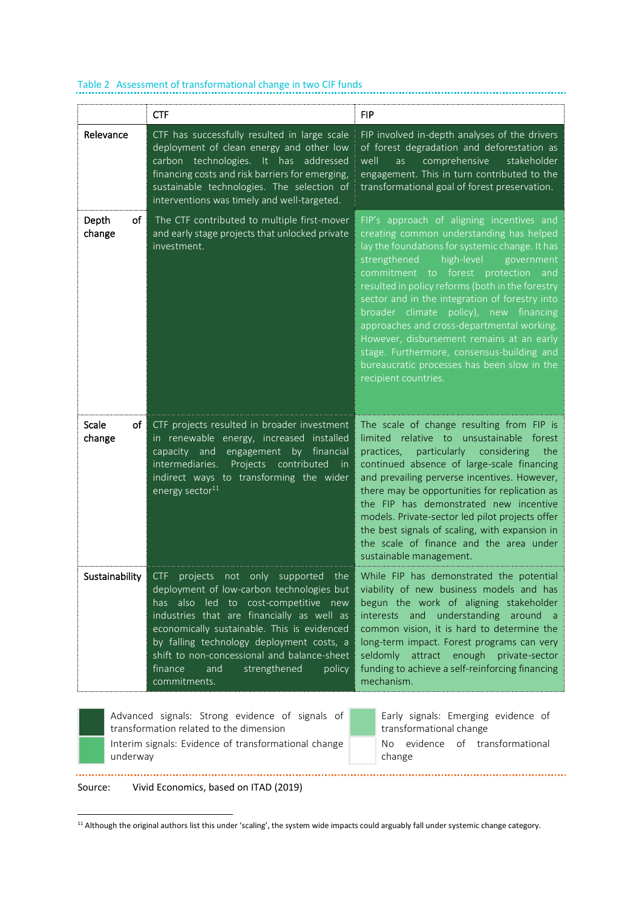Table 2 Assessment of transformational change in two CIF funds

| | CTF | FIP |
|---|---|---|
| Relevance | CTF has successfully resulted in large scale deployment of clean energy and other low carbon technologies. It has addressed financing costs and risk barriers for emerging, sustainable technologies. The selection of interventions was timely and well-targeted. | FIP involved in-depth analyses of the drivers of forest degradation and deforestation as well as comprehensive stakeholder engagement. This in turn contributed to the transformational goal of forest preservation. |
| Depth of change | The CTF contributed to multiple first-mover and early stage projects that unlocked private investment. | FIP's approach of aligning incentives and creating common understanding has helped lay the foundations for systemic change. It has strengthened high-level government commitment to forest protection and resulted in policy reforms (both in the forestry sector and in the integration of forestry into broader climate policy), new financing approaches and cross-departmental working. However, disbursement remains at an early stage. Furthermore, consensus-building and bureaucratic processes has been slow in the recipient countries. |
| Scale of change | CTF projects resulted in broader investment in renewable energy, increased installed capacity and engagement by financial intermediaries. Projects contributed in indirect ways to transforming the wider energy sector[11] | The scale of change resulting from FIP is limited relative to unsustainable forest practices, particularly considering the continued absence of large-scale financing and prevailing perverse incentives. However, there may be opportunities for replication as the FIP has demonstrated new incentive models. Private-sector led pilot projects offer the best signals of scaling, with expansion in the scale of finance and the area under sustainable management. |
| Sustainability | CTF projects not only supported the deployment of low-carbon technologies but has also led to cost-competitive new industries that are financially as well as economically sustainable. This is evidenced by falling technology deployment costs, a shift to non-concessional and balance-sheet finance and strengthened policy commitments. | While FIP has demonstrated the potential viability of new business models and has begun the work of aligning stakeholder interests and understanding around a common vision, it is hard to determine the long-term impact. Forest programs can very seldomly attract enough private-sector funding to achieve a self-reinforcing financing mechanism. |

Advanced signals: Strong evidence of signals of transformation related to the dimension

Interim signals: Evidence of transformational change underway

Early signals: Emerging evidence of transformational change

No evidence of transformational change

Source: Vivid Economics, based on ITAD (2019)

[11] Although the original authors list this under 'scaling', the system wide impacts could arguably fall under systemic change category.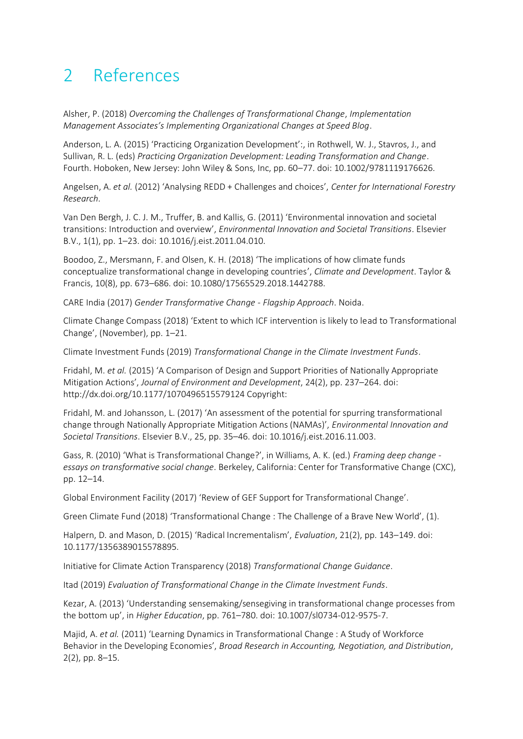# 2 References

Alsher, P. (2018) *Overcoming the Challenges of Transformational Change*, *Implementation Management Associates's Implementing Organizational Changes at Speed Blog*.

Anderson, L. A. (2015) 'Practicing Organization Development':, in Rothwell, W. J., Stavros, J., and Sullivan, R. L. (eds) *Practicing Organization Development: Leading Transformation and Change*. Fourth. Hoboken, New Jersey: John Wiley & Sons, Inc, pp. 60–77. doi: 10.1002/9781119176626.

Angelsen, A. *et al.* (2012) 'Analysing REDD + Challenges and choices', *Center for International Forestry Research*.

Van Den Bergh, J. C. J. M., Truffer, B. and Kallis, G. (2011) 'Environmental innovation and societal transitions: Introduction and overview', *Environmental Innovation and Societal Transitions*. Elsevier B.V., 1(1), pp. 1–23. doi: 10.1016/j.eist.2011.04.010.

Boodoo, Z., Mersmann, F. and Olsen, K. H. (2018) 'The implications of how climate funds conceptualize transformational change in developing countries', *Climate and Development*. Taylor & Francis, 10(8), pp. 673–686. doi: 10.1080/17565529.2018.1442788.

CARE India (2017) *Gender Transformative Change - Flagship Approach*. Noida.

Climate Change Compass (2018) 'Extent to which ICF intervention is likely to lead to Transformational Change', (November), pp. 1–21.

Climate Investment Funds (2019) *Transformational Change in the Climate Investment Funds*.

Fridahl, M. *et al.* (2015) 'A Comparison of Design and Support Priorities of Nationally Appropriate Mitigation Actions', *Journal of Environment and Development*, 24(2), pp. 237–264. doi: http://dx.doi.org/10.1177/1070496515579124 Copyright:

Fridahl, M. and Johansson, L. (2017) 'An assessment of the potential for spurring transformational change through Nationally Appropriate Mitigation Actions (NAMAs)', *Environmental Innovation and Societal Transitions*. Elsevier B.V., 25, pp. 35–46. doi: 10.1016/j.eist.2016.11.003.

Gass, R. (2010) 'What is Transformational Change?', in Williams, A. K. (ed.) *Framing deep change - essays on transformative social change*. Berkeley, California: Center for Transformative Change (CXC), pp. 12–14.

Global Environment Facility (2017) 'Review of GEF Support for Transformational Change'.

Green Climate Fund (2018) 'Transformational Change : The Challenge of a Brave New World', (1).

Halpern, D. and Mason, D. (2015) 'Radical Incrementalism', *Evaluation*, 21(2), pp. 143–149. doi: 10.1177/1356389015578895.

Initiative for Climate Action Transparency (2018) *Transformational Change Guidance*.

Itad (2019) *Evaluation of Transformational Change in the Climate Investment Funds*.

Kezar, A. (2013) 'Understanding sensemaking/sensegiving in transformational change processes from the bottom up', in *Higher Education*, pp. 761–780. doi: 10.1007/sl0734-012-9575-7.

Majid, A. *et al.* (2011) 'Learning Dynamics in Transformational Change : A Study of Workforce Behavior in the Developing Economies', *Broad Research in Accounting, Negotiation, and Distribution*, 2(2), pp. 8–15.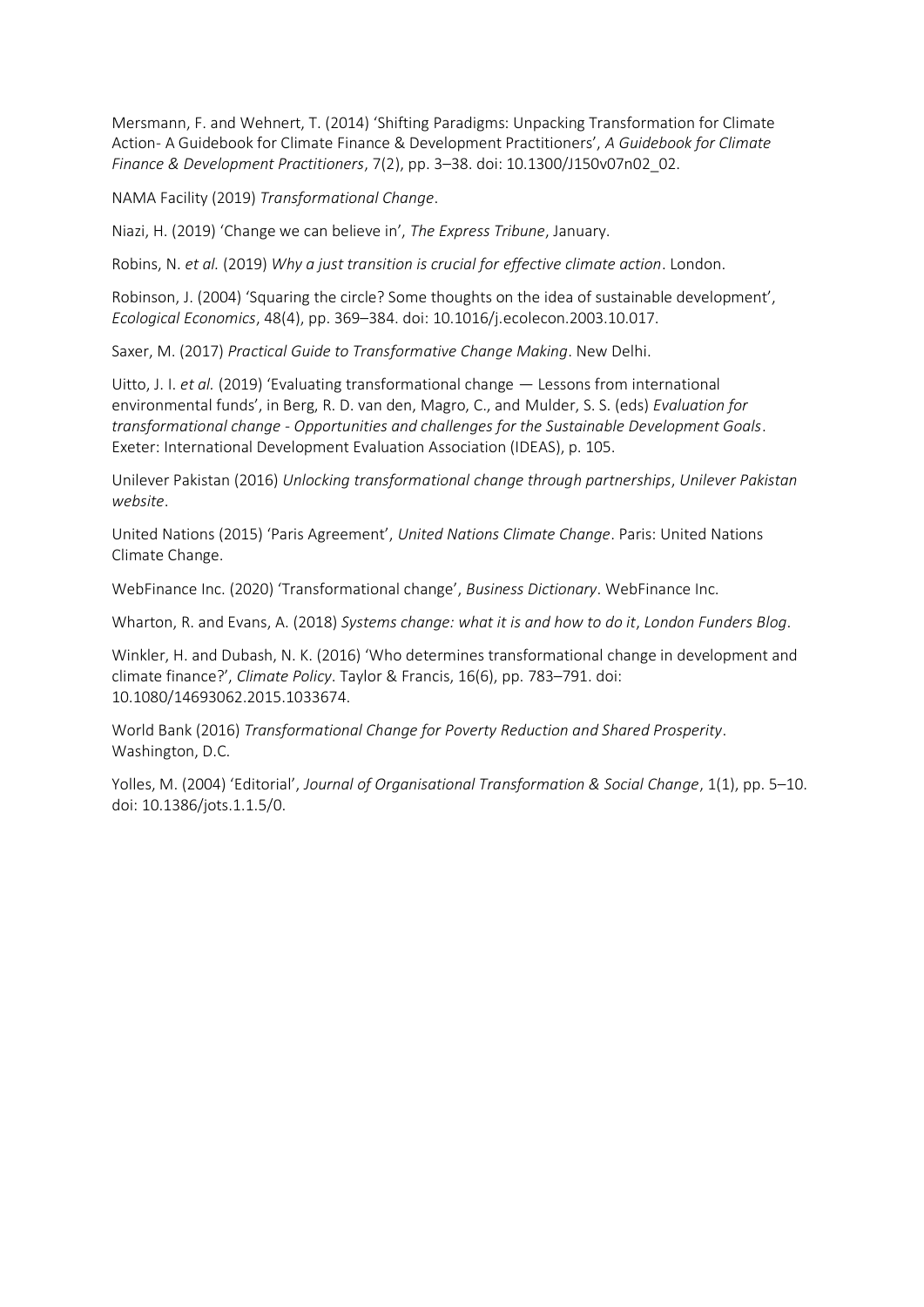Mersmann, F. and Wehnert, T. (2014) 'Shifting Paradigms: Unpacking Transformation for Climate Action- A Guidebook for Climate Finance & Development Practitioners', *A Guidebook for Climate Finance & Development Practitioners*, 7(2), pp. 3–38. doi: 10.1300/J150v07n02_02.

NAMA Facility (2019) *Transformational Change*.

Niazi, H. (2019) 'Change we can believe in', *The Express Tribune*, January.

Robins, N. *et al.* (2019) *Why a just transition is crucial for effective climate action*. London.

Robinson, J. (2004) 'Squaring the circle? Some thoughts on the idea of sustainable development', *Ecological Economics*, 48(4), pp. 369–384. doi: 10.1016/j.ecolecon.2003.10.017.

Saxer, M. (2017) *Practical Guide to Transformative Change Making*. New Delhi.

Uitto, J. I. *et al.* (2019) 'Evaluating transformational change — Lessons from international environmental funds', in Berg, R. D. van den, Magro, C., and Mulder, S. S. (eds) *Evaluation for transformational change - Opportunities and challenges for the Sustainable Development Goals*. Exeter: International Development Evaluation Association (IDEAS), p. 105.

Unilever Pakistan (2016) *Unlocking transformational change through partnerships*, *Unilever Pakistan website*.

United Nations (2015) 'Paris Agreement', *United Nations Climate Change*. Paris: United Nations Climate Change.

WebFinance Inc. (2020) 'Transformational change', *Business Dictionary*. WebFinance Inc.

Wharton, R. and Evans, A. (2018) *Systems change: what it is and how to do it*, *London Funders Blog*.

Winkler, H. and Dubash, N. K. (2016) 'Who determines transformational change in development and climate finance?', *Climate Policy*. Taylor & Francis, 16(6), pp. 783–791. doi: 10.1080/14693062.2015.1033674.

World Bank (2016) *Transformational Change for Poverty Reduction and Shared Prosperity*. Washington, D.C.

Yolles, M. (2004) 'Editorial', *Journal of Organisational Transformation & Social Change*, 1(1), pp. 5–10. doi: 10.1386/jots.1.1.5/0.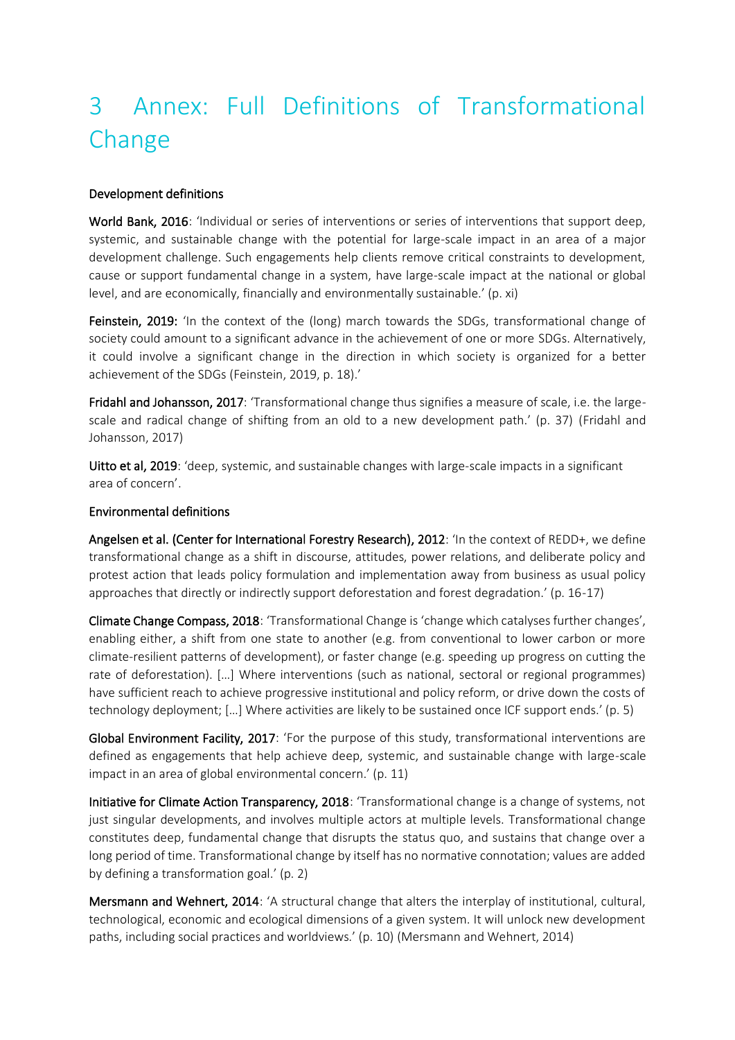# 3 Annex: Full Definitions of Transformational Change

**Development definitions**

**World Bank, 2016**: 'Individual or series of interventions or series of interventions that support deep, systemic, and sustainable change with the potential for large-scale impact in an area of a major development challenge. Such engagements help clients remove critical constraints to development, cause or support fundamental change in a system, have large-scale impact at the national or global level, and are economically, financially and environmentally sustainable.' (p. xi)

**Feinstein, 2019:** 'In the context of the (long) march towards the SDGs, transformational change of society could amount to a significant advance in the achievement of one or more SDGs. Alternatively, it could involve a significant change in the direction in which society is organized for a better achievement of the SDGs (Feinstein, 2019, p. 18).'

**Fridahl and Johansson, 2017**: 'Transformational change thus signifies a measure of scale, i.e. the large-scale and radical change of shifting from an old to a new development path.' (p. 37) (Fridahl and Johansson, 2017)

**Uitto et al, 2019**: 'deep, systemic, and sustainable changes with large-scale impacts in a significant area of concern'.

**Environmental definitions**

**Angelsen et al. (Center for International Forestry Research), 2012**: 'In the context of REDD+, we define transformational change as a shift in discourse, attitudes, power relations, and deliberate policy and protest action that leads policy formulation and implementation away from business as usual policy approaches that directly or indirectly support deforestation and forest degradation.' (p. 16-17)

**Climate Change Compass, 2018**: 'Transformational Change is 'change which catalyses further changes', enabling either, a shift from one state to another (e.g. from conventional to lower carbon or more climate-resilient patterns of development), or faster change (e.g. speeding up progress on cutting the rate of deforestation). […] Where interventions (such as national, sectoral or regional programmes) have sufficient reach to achieve progressive institutional and policy reform, or drive down the costs of technology deployment; […] Where activities are likely to be sustained once ICF support ends.' (p. 5)

**Global Environment Facility, 2017**: 'For the purpose of this study, transformational interventions are defined as engagements that help achieve deep, systemic, and sustainable change with large-scale impact in an area of global environmental concern.' (p. 11)

**Initiative for Climate Action Transparency, 2018**: 'Transformational change is a change of systems, not just singular developments, and involves multiple actors at multiple levels. Transformational change constitutes deep, fundamental change that disrupts the status quo, and sustains that change over a long period of time. Transformational change by itself has no normative connotation; values are added by defining a transformation goal.' (p. 2)

**Mersmann and Wehnert, 2014**: 'A structural change that alters the interplay of institutional, cultural, technological, economic and ecological dimensions of a given system. It will unlock new development paths, including social practices and worldviews.' (p. 10) (Mersmann and Wehnert, 2014)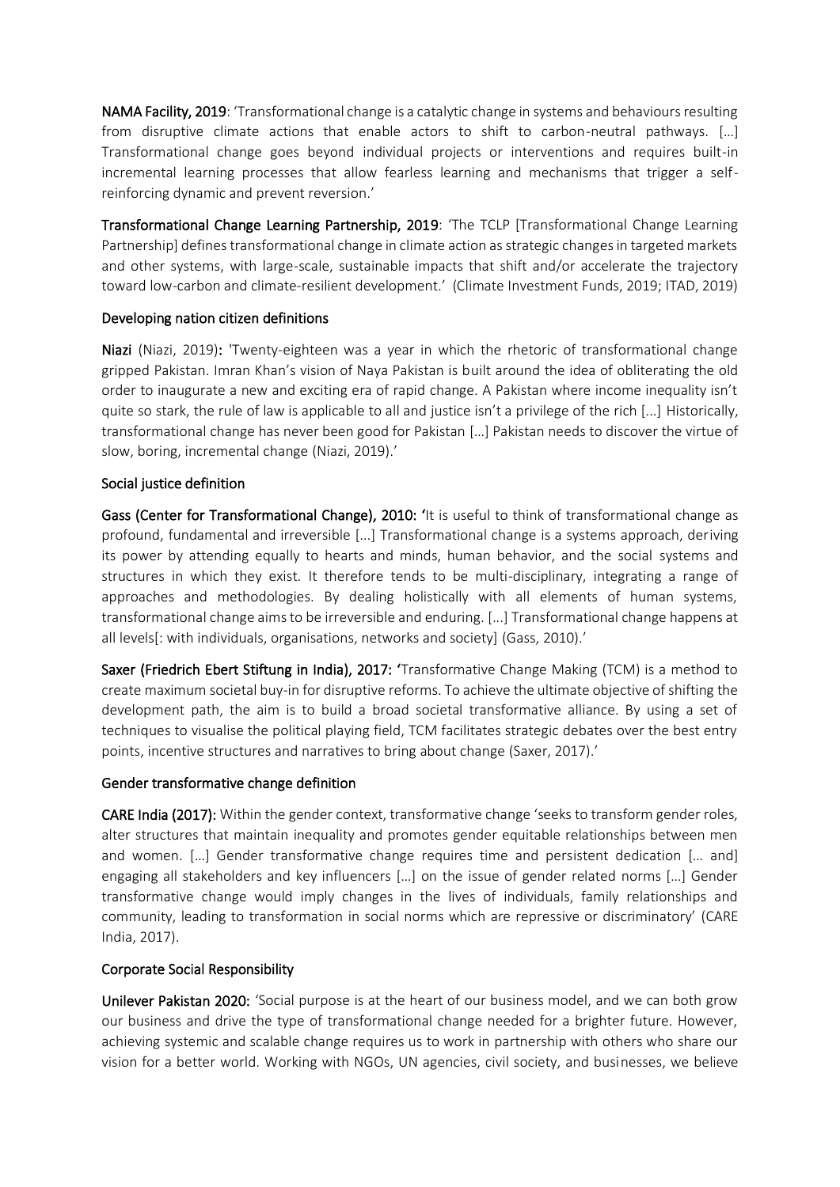**NAMA Facility, 2019**: 'Transformational change is a catalytic change in systems and behaviours resulting from disruptive climate actions that enable actors to shift to carbon-neutral pathways. […] Transformational change goes beyond individual projects or interventions and requires built-in incremental learning processes that allow fearless learning and mechanisms that trigger a self-reinforcing dynamic and prevent reversion.'

**Transformational Change Learning Partnership, 2019**: 'The TCLP [Transformational Change Learning Partnership] defines transformational change in climate action as strategic changes in targeted markets and other systems, with large-scale, sustainable impacts that shift and/or accelerate the trajectory toward low-carbon and climate-resilient development.' (Climate Investment Funds, 2019; ITAD, 2019)

### Developing nation citizen definitions

**Niazi** (Niazi, 2019)**:** 'Twenty-eighteen was a year in which the rhetoric of transformational change gripped Pakistan. Imran Khan's vision of Naya Pakistan is built around the idea of obliterating the old order to inaugurate a new and exciting era of rapid change. A Pakistan where income inequality isn't quite so stark, the rule of law is applicable to all and justice isn't a privilege of the rich [...] Historically, transformational change has never been good for Pakistan […] Pakistan needs to discover the virtue of slow, boring, incremental change (Niazi, 2019).'

### Social justice definition

**Gass (Center for Transformational Change), 2010: '**It is useful to think of transformational change as profound, fundamental and irreversible [...] Transformational change is a systems approach, deriving its power by attending equally to hearts and minds, human behavior, and the social systems and structures in which they exist. It therefore tends to be multi-disciplinary, integrating a range of approaches and methodologies. By dealing holistically with all elements of human systems, transformational change aims to be irreversible and enduring. [...] Transformational change happens at all levels[: with individuals, organisations, networks and society] (Gass, 2010).'

**Saxer (Friedrich Ebert Stiftung in India), 2017: '**Transformative Change Making (TCM) is a method to create maximum societal buy-in for disruptive reforms. To achieve the ultimate objective of shifting the development path, the aim is to build a broad societal transformative alliance. By using a set of techniques to visualise the political playing field, TCM facilitates strategic debates over the best entry points, incentive structures and narratives to bring about change (Saxer, 2017).'

### Gender transformative change definition

**CARE India (2017):** Within the gender context, transformative change 'seeks to transform gender roles, alter structures that maintain inequality and promotes gender equitable relationships between men and women. […] Gender transformative change requires time and persistent dedication [… and] engaging all stakeholders and key influencers […] on the issue of gender related norms […] Gender transformative change would imply changes in the lives of individuals, family relationships and community, leading to transformation in social norms which are repressive or discriminatory' (CARE India, 2017).

### Corporate Social Responsibility

**Unilever Pakistan 2020:** 'Social purpose is at the heart of our business model, and we can both grow our business and drive the type of transformational change needed for a brighter future. However, achieving systemic and scalable change requires us to work in partnership with others who share our vision for a better world. Working with NGOs, UN agencies, civil society, and businesses, we believe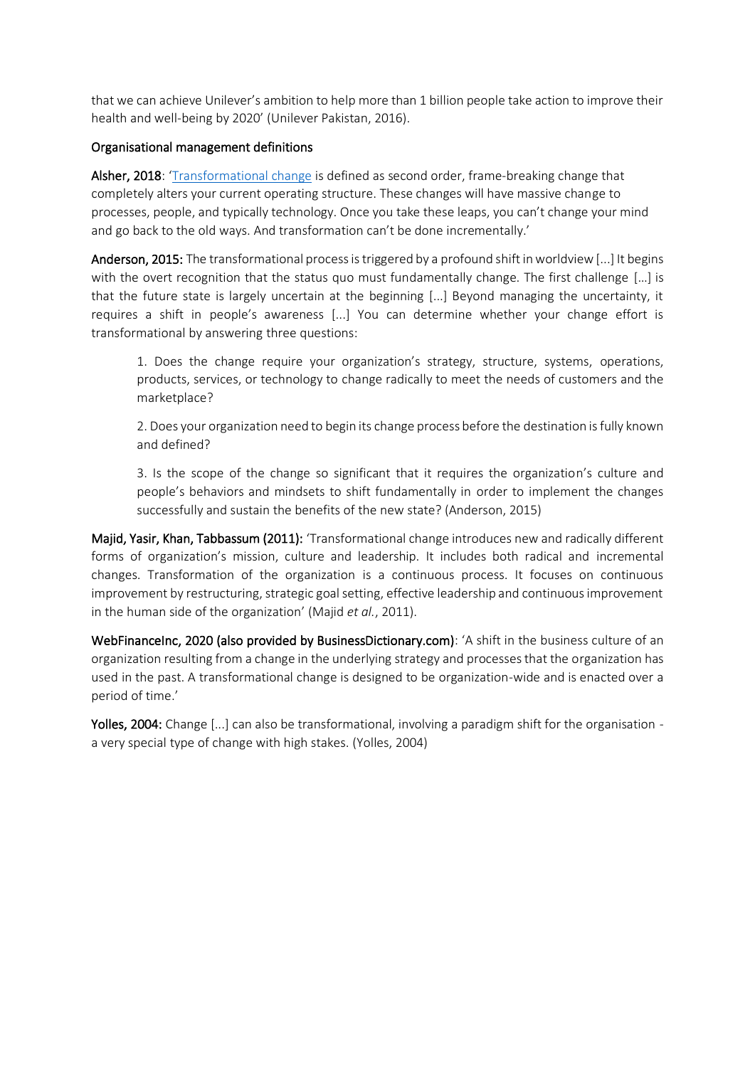that we can achieve Unilever's ambition to help more than 1 billion people take action to improve their health and well-being by 2020' (Unilever Pakistan, 2016).

## Organisational management definitions

**Alsher, 2018**: 'Transformational change is defined as second order, frame-breaking change that completely alters your current operating structure. These changes will have massive change to processes, people, and typically technology. Once you take these leaps, you can't change your mind and go back to the old ways. And transformation can't be done incrementally.'

**Anderson, 2015:** The transformational process is triggered by a profound shift in worldview [...] It begins with the overt recognition that the status quo must fundamentally change. The first challenge […] is that the future state is largely uncertain at the beginning [...] Beyond managing the uncertainty, it requires a shift in people's awareness [...] You can determine whether your change effort is transformational by answering three questions:

> 1. Does the change require your organization's strategy, structure, systems, operations, products, services, or technology to change radically to meet the needs of customers and the marketplace?
>
> 2. Does your organization need to begin its change process before the destination is fully known and defined?
>
> 3. Is the scope of the change so significant that it requires the organization's culture and people's behaviors and mindsets to shift fundamentally in order to implement the changes successfully and sustain the benefits of the new state? (Anderson, 2015)

**Majid, Yasir, Khan, Tabbassum (2011):** 'Transformational change introduces new and radically different forms of organization's mission, culture and leadership. It includes both radical and incremental changes. Transformation of the organization is a continuous process. It focuses on continuous improvement by restructuring, strategic goal setting, effective leadership and continuous improvement in the human side of the organization' (Majid *et al.*, 2011).

**WebFinanceInc, 2020 (also provided by BusinessDictionary.com)**: 'A shift in the business culture of an organization resulting from a change in the underlying strategy and processes that the organization has used in the past. A transformational change is designed to be organization-wide and is enacted over a period of time.'

**Yolles, 2004:** Change [...] can also be transformational, involving a paradigm shift for the organisation - a very special type of change with high stakes. (Yolles, 2004)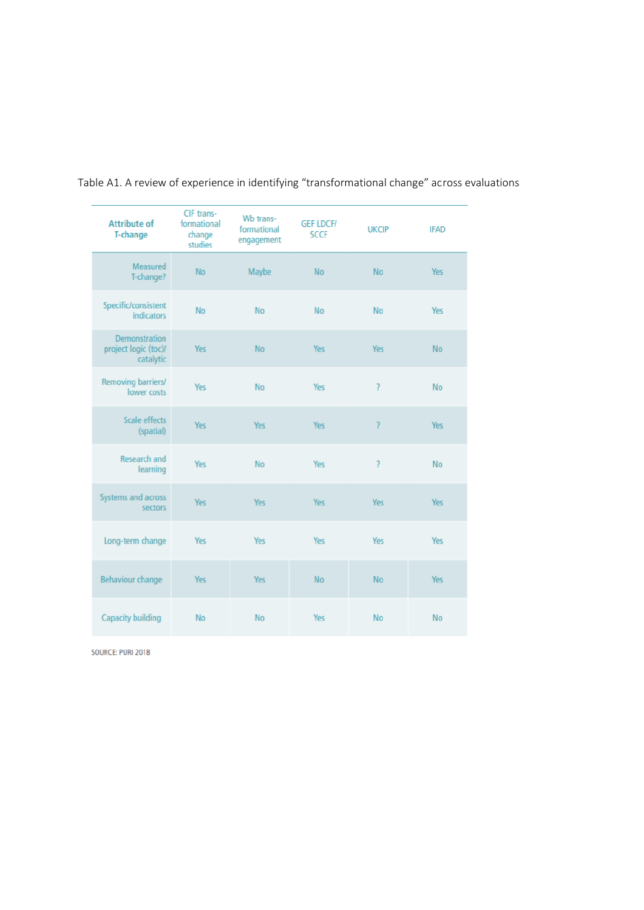Table A1. A review of experience in identifying "transformational change" across evaluations

| Attribute of T-change | CIF trans-formational change studies | Wb trans-formational engagement | GEF LDCF/ SCCF | UKCIP | IFAD |
|---|---|---|---|---|---|
| Measured T-change? | No | Maybe | No | No | Yes |
| Specific/consistent indicators | No | No | No | No | Yes |
| Demonstration project logic (toc)/ catalytic | Yes | No | Yes | Yes | No |
| Removing barriers/ lower costs | Yes | No | Yes | ? | No |
| Scale effects (spatial) | Yes | Yes | Yes | ? | Yes |
| Research and learning | Yes | No | Yes | ? | No |
| Systems and across sectors | Yes | Yes | Yes | Yes | Yes |
| Long-term change | Yes | Yes | Yes | Yes | Yes |
| Behaviour change | Yes | Yes | No | No | Yes |
| Capacity building | No | No | Yes | No | No |

SOURCE: PURI 2018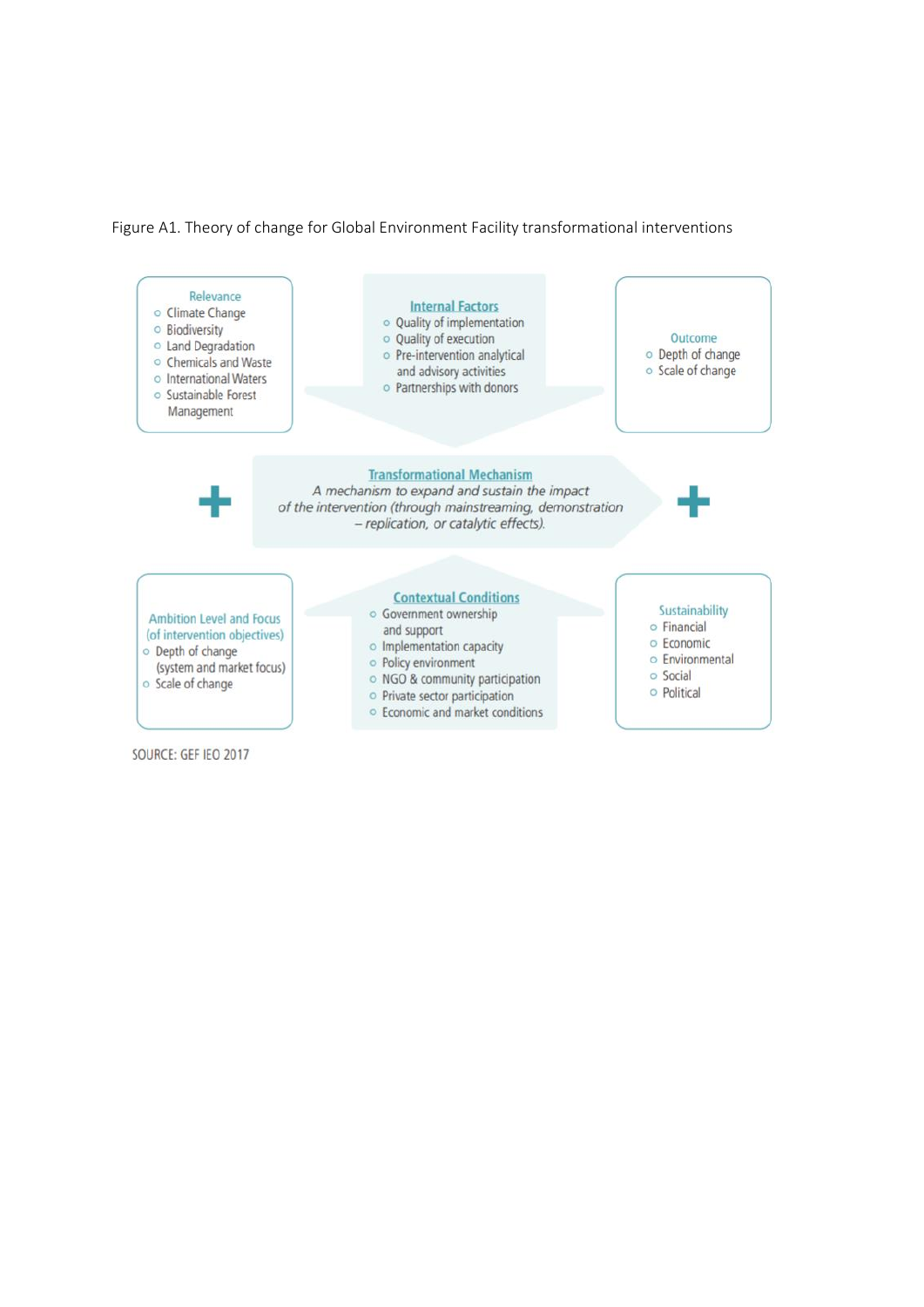Figure A1. Theory of change for Global Environment Facility transformational interventions

Relevance
- Climate Change
- Biodiversity
- Land Degradation
- Chemicals and Waste
- International Waters
- Sustainable Forest Management

Internal Factors
- Quality of implementation
- Quality of execution
- Pre-intervention analytical and advisory activities
- Partnerships with donors

Outcome
- Depth of change
- Scale of change

+

Transformational Mechanism
*A mechanism to expand and sustain the impact of the intervention (through mainstreaming, demonstration – replication, or catalytic effects).*

+

Ambition Level and Focus (of intervention objectives)
- Depth of change (system and market focus)
- Scale of change

Contextual Conditions
- Government ownership and support
- Implementation capacity
- Policy environment
- NGO & community participation
- Private sector participation
- Economic and market conditions

Sustainability
- Financial
- Economic
- Environmental
- Social
- Political

SOURCE: GEF IEO 2017